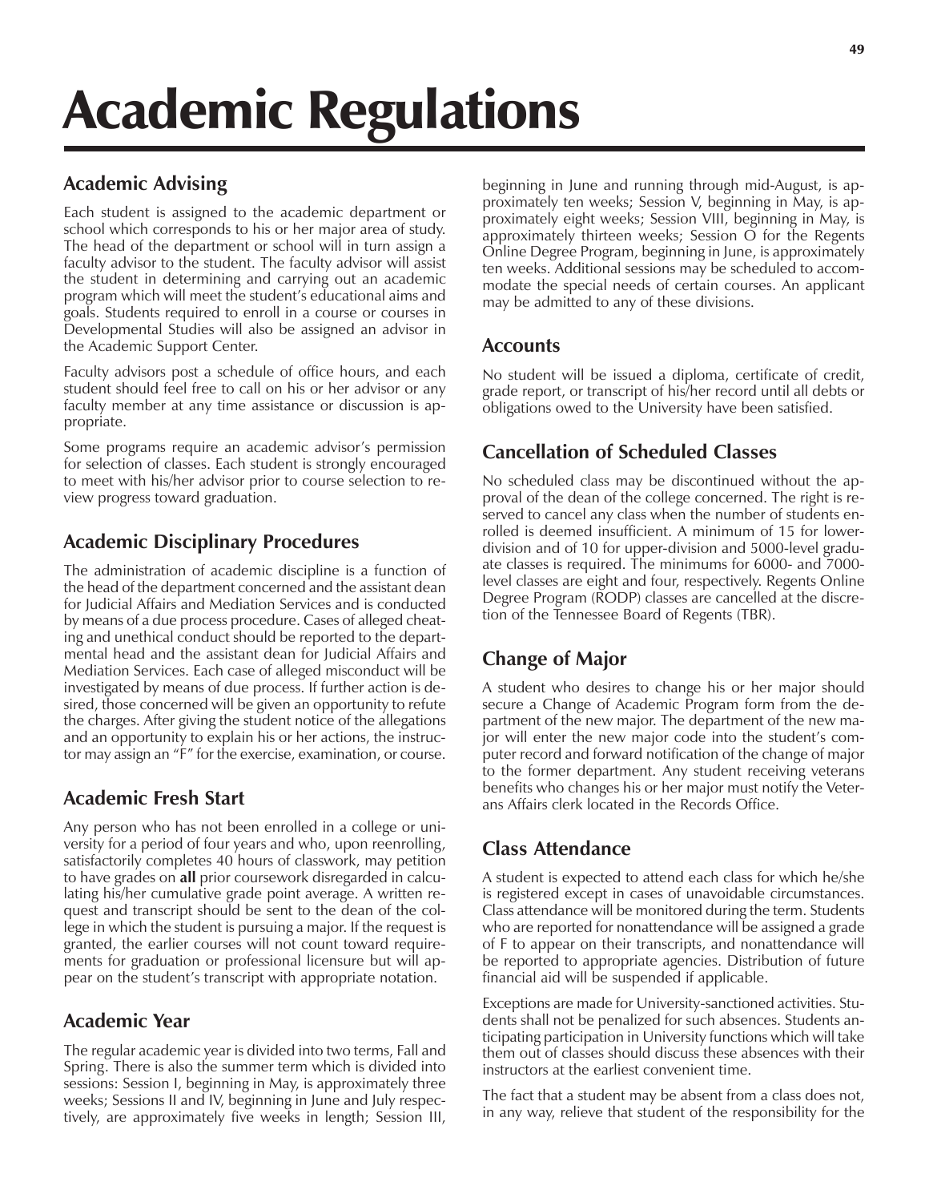# Academic Regulations

## Academic Advising

Each student is assigned to the academic department or school which corresponds to his or her major area of study. The head of the department or school will in turn assign a faculty advisor to the student. The faculty advisor will assist the student in determining and carrying out an academic program which will meet the student's educational aims and goals. Students required to enroll in a course or courses in Developmental Studies will also be assigned an advisor in the Academic Support Center.

Faculty advisors post a schedule of office hours, and each student should feel free to call on his or her advisor or any faculty member at any time assistance or discussion is appropriate.

Some programs require an academic advisor's permission for selection of classes. Each student is strongly encouraged to meet with his/her advisor prior to course selection to review progress toward graduation.

## Academic Disciplinary Procedures

The administration of academic discipline is a function of the head of the department concerned and the assistant dean for Judicial Affairs and Mediation Services and is conducted by means of a due process procedure. Cases of alleged cheating and unethical conduct should be reported to the departmental head and the assistant dean for Judicial Affairs and Mediation Services. Each case of alleged misconduct will be investigated by means of due process. If further action is desired, those concerned will be given an opportunity to refute the charges. After giving the student notice of the allegations and an opportunity to explain his or her actions, the instructor may assign an "F" for the exercise, examination, or course.

## Academic Fresh Start

Any person who has not been enrolled in a college or university for a period of four years and who, upon reenrolling, satisfactorily completes 40 hours of classwork, may petition to have grades on **all** prior coursework disregarded in calculating his/her cumulative grade point average. A written request and transcript should be sent to the dean of the college in which the student is pursuing a major. If the request is granted, the earlier courses will not count toward requirements for graduation or professional licensure but will appear on the student's transcript with appropriate notation.

## Academic Year

The regular academic year is divided into two terms, Fall and Spring. There is also the summer term which is divided into sessions: Session I, beginning in May, is approximately three weeks; Sessions II and IV, beginning in June and July respectively, are approximately five weeks in length; Session III, beginning in June and running through mid-August, is approximately ten weeks; Session V, beginning in May, is approximately eight weeks; Session VIII, beginning in May, is approximately thirteen weeks; Session O for the Regents Online Degree Program, beginning in June, is approximately ten weeks. Additional sessions may be scheduled to accommodate the special needs of certain courses. An applicant may be admitted to any of these divisions.

## Accounts

No student will be issued a diploma, certificate of credit, grade report, or transcript of his/her record until all debts or obligations owed to the University have been satisfied.

## Cancellation of Scheduled Classes

No scheduled class may be discontinued without the approval of the dean of the college concerned. The right is reserved to cancel any class when the number of students enrolled is deemed insufficient. A minimum of 15 for lower-division and of 10 for upper-division and 5000-level graduate classes is required. The minimums for 6000- and 7000-level classes are eight and four, respectively. Regents Online Degree Program (RODP) classes are cancelled at the discretion of the Tennessee Board of Regents (TBR).

## Change of Major

A student who desires to change his or her major should secure a Change of Academic Program form from the department of the new major. The department of the new major will enter the new major code into the student's computer record and forward notification of the change of major to the former department. Any student receiving veterans benefits who changes his or her major must notify the Veterans Affairs clerk located in the Records Office.

## Class Attendance

A student is expected to attend each class for which he/she is registered except in cases of unavoidable circumstances. Class attendance will be monitored during the term. Students who are reported for nonattendance will be assigned a grade of F to appear on their transcripts, and nonattendance will be reported to appropriate agencies. Distribution of future financial aid will be suspended if applicable.

Exceptions are made for University-sanctioned activities. Students shall not be penalized for such absences. Students anticipating participation in University functions which will take them out of classes should discuss these absences with their instructors at the earliest convenient time.

The fact that a student may be absent from a class does not, in any way, relieve that student of the responsibility for the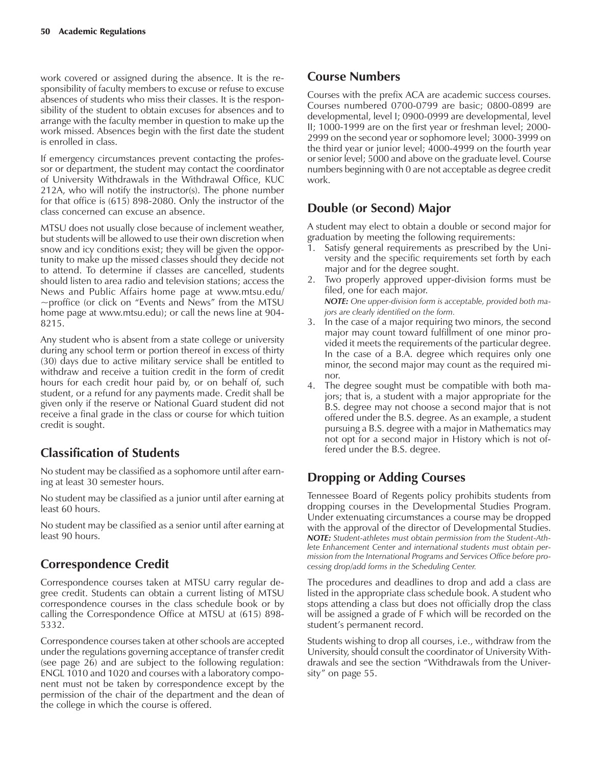work covered or assigned during the absence. It is the responsibility of faculty members to excuse or refuse to excuse absences of students who miss their classes. It is the responsibility of the student to obtain excuses for absences and to arrange with the faculty member in question to make up the work missed. Absences begin with the first date the student is enrolled in class.

If emergency circumstances prevent contacting the professor or department, the student may contact the coordinator of University Withdrawals in the Withdrawal Office, KUC 212A, who will notify the instructor(s). The phone number for that office is (615) 898-2080. Only the instructor of the class concerned can excuse an absence.

MTSU does not usually close because of inclement weather, but students will be allowed to use their own discretion when snow and icy conditions exist; they will be given the opportunity to make up the missed classes should they decide not to attend. To determine if classes are cancelled, students should listen to area radio and television stations; access the News and Public Affairs home page at www.mtsu.edu/~proffice (or click on "Events and News" from the MTSU home page at www.mtsu.edu); or call the news line at 904-8215.

Any student who is absent from a state college or university during any school term or portion thereof in excess of thirty (30) days due to active military service shall be entitled to withdraw and receive a tuition credit in the form of credit hours for each credit hour paid by, or on behalf of, such student, or a refund for any payments made. Credit shall be given only if the reserve or National Guard student did not receive a final grade in the class or course for which tuition credit is sought.

## Classification of Students

No student may be classified as a sophomore until after earning at least 30 semester hours.

No student may be classified as a junior until after earning at least 60 hours.

No student may be classified as a senior until after earning at least 90 hours.

## Correspondence Credit

Correspondence courses taken at MTSU carry regular degree credit. Students can obtain a current listing of MTSU correspondence courses in the class schedule book or by calling the Correspondence Office at MTSU at (615) 898-5332.

Correspondence courses taken at other schools are accepted under the regulations governing acceptance of transfer credit (see page 26) and are subject to the following regulation: ENGL 1010 and 1020 and courses with a laboratory component must not be taken by correspondence except by the permission of the chair of the department and the dean of the college in which the course is offered.

## Course Numbers

Courses with the prefix ACA are academic success courses. Courses numbered 0700-0799 are basic; 0800-0899 are developmental, level I; 0900-0999 are developmental, level II; 1000-1999 are on the first year or freshman level; 2000-2999 on the second year or sophomore level; 3000-3999 on the third year or junior level; 4000-4999 on the fourth year or senior level; 5000 and above on the graduate level. Course numbers beginning with 0 are not acceptable as degree credit work.

## Double (or Second) Major

A student may elect to obtain a double or second major for graduation by meeting the following requirements:

1. Satisfy general requirements as prescribed by the University and the specific requirements set forth by each major and for the degree sought.
2. Two properly approved upper-division forms must be filed, one for each major.
   ***NOTE:*** *One upper-division form is acceptable, provided both majors are clearly identified on the form.*
3. In the case of a major requiring two minors, the second major may count toward fulfillment of one minor provided it meets the requirements of the particular degree. In the case of a B.A. degree which requires only one minor, the second major may count as the required minor.
4. The degree sought must be compatible with both majors; that is, a student with a major appropriate for the B.S. degree may not choose a second major that is not offered under the B.S. degree. As an example, a student pursuing a B.S. degree with a major in Mathematics may not opt for a second major in History which is not offered under the B.S. degree.

## Dropping or Adding Courses

Tennessee Board of Regents policy prohibits students from dropping courses in the Developmental Studies Program. Under extenuating circumstances a course may be dropped with the approval of the director of Developmental Studies.
***NOTE:*** *Student-athletes must obtain permission from the Student-Athlete Enhancement Center and international students must obtain permission from the International Programs and Services Office before processing drop/add forms in the Scheduling Center.*

The procedures and deadlines to drop and add a class are listed in the appropriate class schedule book. A student who stops attending a class but does not officially drop the class will be assigned a grade of F which will be recorded on the student's permanent record.

Students wishing to drop all courses, i.e., withdraw from the University, should consult the coordinator of University Withdrawals and see the section "Withdrawals from the University" on page 55.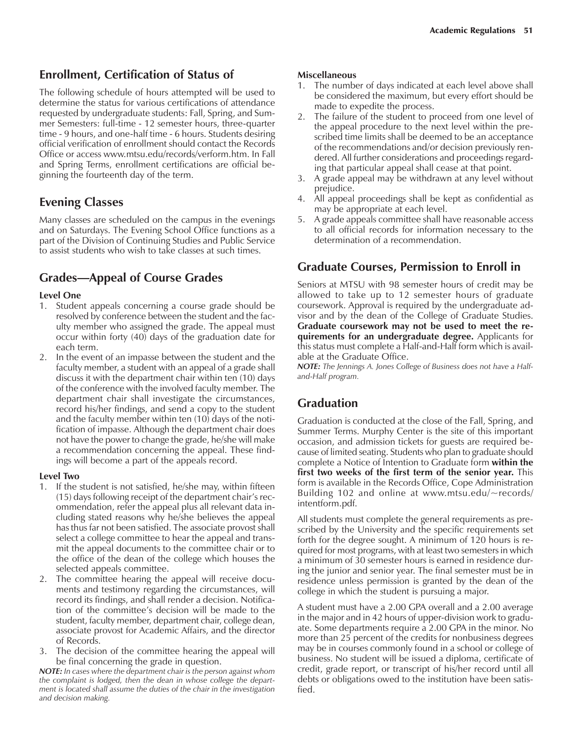## Enrollment, Certification of Status of

The following schedule of hours attempted will be used to determine the status for various certifications of attendance requested by undergraduate students: Fall, Spring, and Summer Semesters: full-time - 12 semester hours, three-quarter time - 9 hours, and one-half time - 6 hours. Students desiring official verification of enrollment should contact the Records Office or access www.mtsu.edu/records/verform.htm. In Fall and Spring Terms, enrollment certifications are official beginning the fourteenth day of the term.

## Evening Classes

Many classes are scheduled on the campus in the evenings and on Saturdays. The Evening School Office functions as a part of the Division of Continuing Studies and Public Service to assist students who wish to take classes at such times.

## Grades—Appeal of Course Grades

**Level One**

1. Student appeals concerning a course grade should be resolved by conference between the student and the faculty member who assigned the grade. The appeal must occur within forty (40) days of the graduation date for each term.
2. In the event of an impasse between the student and the faculty member, a student with an appeal of a grade shall discuss it with the department chair within ten (10) days of the conference with the involved faculty member. The department chair shall investigate the circumstances, record his/her findings, and send a copy to the student and the faculty member within ten (10) days of the notification of impasse. Although the department chair does not have the power to change the grade, he/she will make a recommendation concerning the appeal. These findings will become a part of the appeals record.

**Level Two**

1. If the student is not satisfied, he/she may, within fifteen (15) days following receipt of the department chair's recommendation, refer the appeal plus all relevant data including stated reasons why he/she believes the appeal has thus far not been satisfied. The associate provost shall select a college committee to hear the appeal and transmit the appeal documents to the committee chair or to the office of the dean of the college which houses the selected appeals committee.
2. The committee hearing the appeal will receive documents and testimony regarding the circumstances, will record its findings, and shall render a decision. Notification of the committee's decision will be made to the student, faculty member, department chair, college dean, associate provost for Academic Affairs, and the director of Records.
3. The decision of the committee hearing the appeal will be final concerning the grade in question.

***NOTE:*** *In cases where the department chair is the person against whom the complaint is lodged, then the dean in whose college the department is located shall assume the duties of the chair in the investigation and decision making.*

**Miscellaneous**

1. The number of days indicated at each level above shall be considered the maximum, but every effort should be made to expedite the process.
2. The failure of the student to proceed from one level of the appeal procedure to the next level within the prescribed time limits shall be deemed to be an acceptance of the recommendations and/or decision previously rendered. All further considerations and proceedings regarding that particular appeal shall cease at that point.
3. A grade appeal may be withdrawn at any level without prejudice.
4. All appeal proceedings shall be kept as confidential as may be appropriate at each level.
5. A grade appeals committee shall have reasonable access to all official records for information necessary to the determination of a recommendation.

## Graduate Courses, Permission to Enroll in

Seniors at MTSU with 98 semester hours of credit may be allowed to take up to 12 semester hours of graduate coursework. Approval is required by the undergraduate advisor and by the dean of the College of Graduate Studies. **Graduate coursework may not be used to meet the requirements for an undergraduate degree.** Applicants for this status must complete a Half-and-Half form which is available at the Graduate Office.

***NOTE:*** *The Jennings A. Jones College of Business does not have a Half-and-Half program.*

## Graduation

Graduation is conducted at the close of the Fall, Spring, and Summer Terms. Murphy Center is the site of this important occasion, and admission tickets for guests are required because of limited seating. Students who plan to graduate should complete a Notice of Intention to Graduate form **within the first two weeks of the first term of the senior year.** This form is available in the Records Office, Cope Administration Building 102 and online at www.mtsu.edu/~records/intentform.pdf.

All students must complete the general requirements as prescribed by the University and the specific requirements set forth for the degree sought. A minimum of 120 hours is required for most programs, with at least two semesters in which a minimum of 30 semester hours is earned in residence during the junior and senior year. The final semester must be in residence unless permission is granted by the dean of the college in which the student is pursuing a major.

A student must have a 2.00 GPA overall and a 2.00 average in the major and in 42 hours of upper-division work to graduate. Some departments require a 2.00 GPA in the minor. No more than 25 percent of the credits for nonbusiness degrees may be in courses commonly found in a school or college of business. No student will be issued a diploma, certificate of credit, grade report, or transcript of his/her record until all debts or obligations owed to the institution have been satisfied.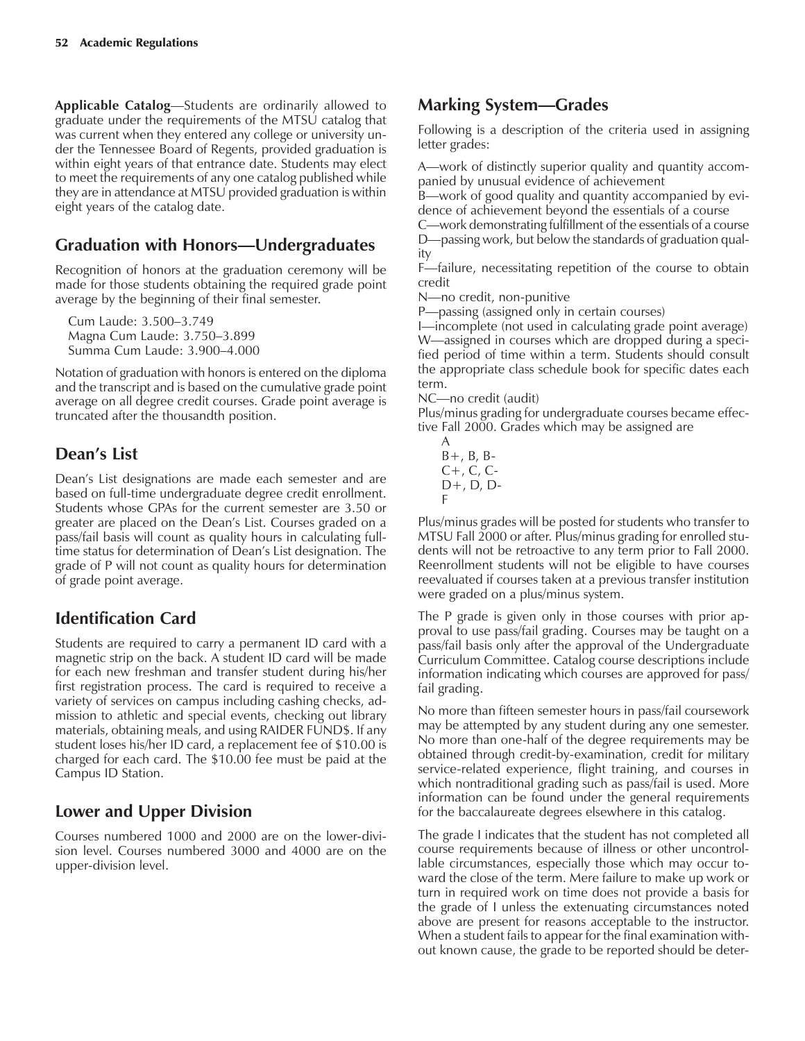**Applicable Catalog**—Students are ordinarily allowed to graduate under the requirements of the MTSU catalog that was current when they entered any college or university under the Tennessee Board of Regents, provided graduation is within eight years of that entrance date. Students may elect to meet the requirements of any one catalog published while they are in attendance at MTSU provided graduation is within eight years of the catalog date.

## Graduation with Honors—Undergraduates

Recognition of honors at the graduation ceremony will be made for those students obtaining the required grade point average by the beginning of their final semester.

Cum Laude: 3.500–3.749
Magna Cum Laude: 3.750–3.899
Summa Cum Laude: 3.900–4.000

Notation of graduation with honors is entered on the diploma and the transcript and is based on the cumulative grade point average on all degree credit courses. Grade point average is truncated after the thousandth position.

## Dean's List

Dean's List designations are made each semester and are based on full-time undergraduate degree credit enrollment. Students whose GPAs for the current semester are 3.50 or greater are placed on the Dean's List. Courses graded on a pass/fail basis will count as quality hours in calculating full-time status for determination of Dean's List designation. The grade of P will not count as quality hours for determination of grade point average.

## Identification Card

Students are required to carry a permanent ID card with a magnetic strip on the back. A student ID card will be made for each new freshman and transfer student during his/her first registration process. The card is required to receive a variety of services on campus including cashing checks, admission to athletic and special events, checking out library materials, obtaining meals, and using RAIDER FUND$. If any student loses his/her ID card, a replacement fee of $10.00 is charged for each card. The $10.00 fee must be paid at the Campus ID Station.

## Lower and Upper Division

Courses numbered 1000 and 2000 are on the lower-division level. Courses numbered 3000 and 4000 are on the upper-division level.

## Marking System—Grades

Following is a description of the criteria used in assigning letter grades:

A—work of distinctly superior quality and quantity accompanied by unusual evidence of achievement
B—work of good quality and quantity accompanied by evidence of achievement beyond the essentials of a course
C—work demonstrating fulfillment of the essentials of a course
D—passing work, but below the standards of graduation quality
F—failure, necessitating repetition of the course to obtain credit
N—no credit, non-punitive
P—passing (assigned only in certain courses)
I—incomplete (not used in calculating grade point average)
W—assigned in courses which are dropped during a specified period of time within a term. Students should consult the appropriate class schedule book for specific dates each term.
NC—no credit (audit)

Plus/minus grading for undergraduate courses became effective Fall 2000. Grades which may be assigned are

A
B+, B, B-
C+, C, C-
D+, D, D-
F

Plus/minus grades will be posted for students who transfer to MTSU Fall 2000 or after. Plus/minus grading for enrolled students will not be retroactive to any term prior to Fall 2000. Reenrollment students will not be eligible to have courses reevaluated if courses taken at a previous transfer institution were graded on a plus/minus system.

The P grade is given only in those courses with prior approval to use pass/fail grading. Courses may be taught on a pass/fail basis only after the approval of the Undergraduate Curriculum Committee. Catalog course descriptions include information indicating which courses are approved for pass/fail grading.

No more than fifteen semester hours in pass/fail coursework may be attempted by any student during any one semester. No more than one-half of the degree requirements may be obtained through credit-by-examination, credit for military service-related experience, flight training, and courses in which nontraditional grading such as pass/fail is used. More information can be found under the general requirements for the baccalaureate degrees elsewhere in this catalog.

The grade I indicates that the student has not completed all course requirements because of illness or other uncontrollable circumstances, especially those which may occur toward the close of the term. Mere failure to make up work or turn in required work on time does not provide a basis for the grade of I unless the extenuating circumstances noted above are present for reasons acceptable to the instructor. When a student fails to appear for the final examination without known cause, the grade to be reported should be deter-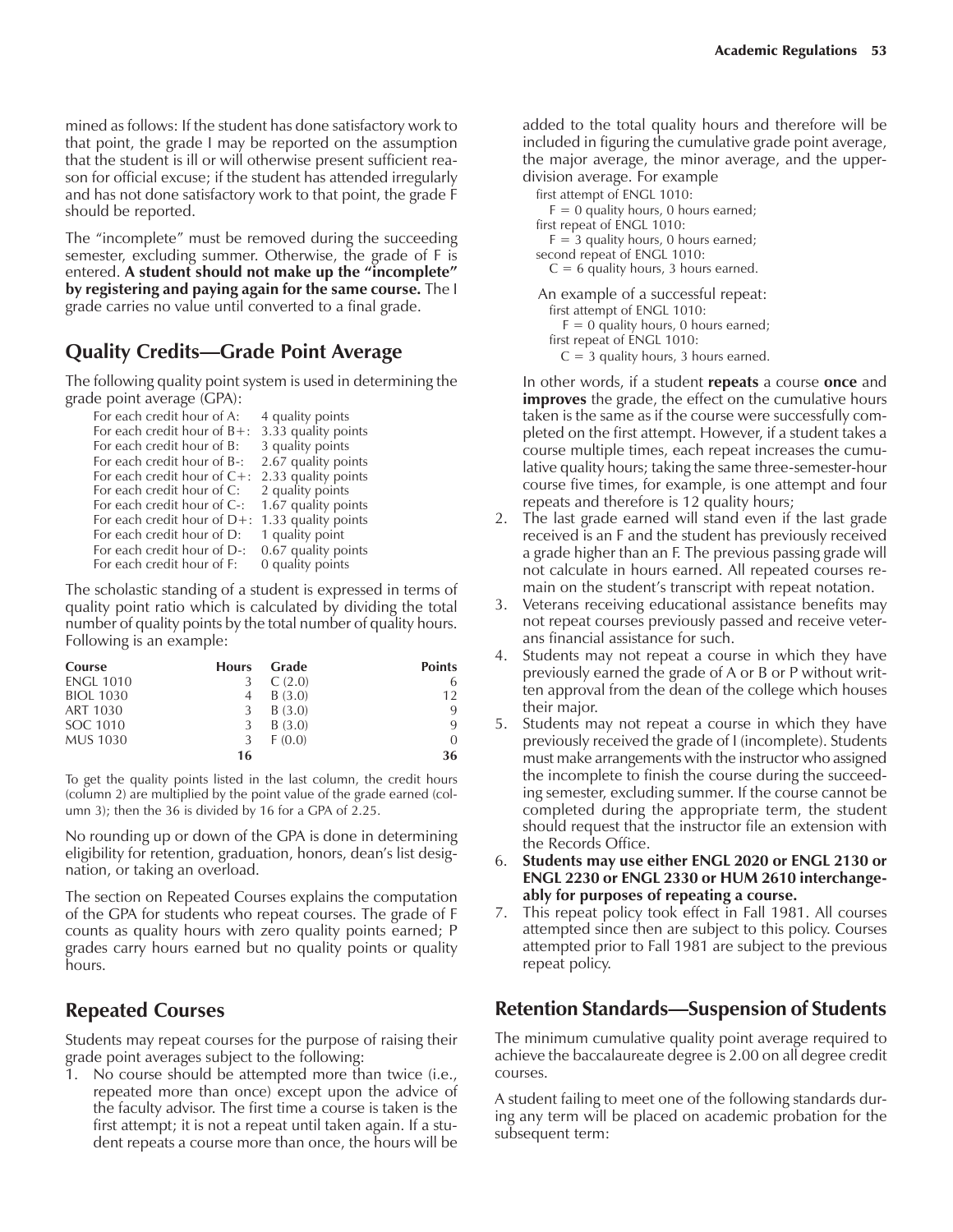mined as follows: If the student has done satisfactory work to that point, the grade I may be reported on the assumption that the student is ill or will otherwise present sufficient reason for official excuse; if the student has attended irregularly and has not done satisfactory work to that point, the grade F should be reported.

The "incomplete" must be removed during the succeeding semester, excluding summer. Otherwise, the grade of F is entered. **A student should not make up the "incomplete" by registering and paying again for the same course.** The I grade carries no value until converted to a final grade.

## Quality Credits—Grade Point Average

The following quality point system is used in determining the grade point average (GPA):

| | |
|---|---|
| For each credit hour of A: | 4 quality points |
| For each credit hour of B+: | 3.33 quality points |
| For each credit hour of B: | 3 quality points |
| For each credit hour of B-: | 2.67 quality points |
| For each credit hour of C+: | 2.33 quality points |
| For each credit hour of C: | 2 quality points |
| For each credit hour of C-: | 1.67 quality points |
| For each credit hour of D+: | 1.33 quality points |
| For each credit hour of D: | 1 quality point |
| For each credit hour of D-: | 0.67 quality points |
| For each credit hour of F: | 0 quality points |

The scholastic standing of a student is expressed in terms of quality point ratio which is calculated by dividing the total number of quality points by the total number of quality hours. Following is an example:

| Course | Hours | Grade | Points |
|---|---|---|---|
| ENGL 1010 | 3 | C (2.0) | 6 |
| BIOL 1030 | 4 | B (3.0) | 12 |
| ART 1030 | 3 | B (3.0) | 9 |
| SOC 1010 | 3 | B (3.0) | 9 |
| MUS 1030 | 3 | F (0.0) | 0 |
| | **16** | | **36** |

To get the quality points listed in the last column, the credit hours (column 2) are multiplied by the point value of the grade earned (column 3); then the 36 is divided by 16 for a GPA of 2.25.

No rounding up or down of the GPA is done in determining eligibility for retention, graduation, honors, dean's list designation, or taking an overload.

The section on Repeated Courses explains the computation of the GPA for students who repeat courses. The grade of F counts as quality hours with zero quality points earned; P grades carry hours earned but no quality points or quality hours.

## Repeated Courses

Students may repeat courses for the purpose of raising their grade point averages subject to the following:

1. No course should be attempted more than twice (i.e., repeated more than once) except upon the advice of the faculty advisor. The first time a course is taken is the first attempt; it is not a repeat until taken again. If a student repeats a course more than once, the hours will be added to the total quality hours and therefore will be included in figuring the cumulative grade point average, the major average, the minor average, and the upper-division average. For example

   first attempt of ENGL 1010:
   F = 0 quality hours, 0 hours earned;
   first repeat of ENGL 1010:
   F = 3 quality hours, 0 hours earned;
   second repeat of ENGL 1010:
   C = 6 quality hours, 3 hours earned.

   An example of a successful repeat:
   first attempt of ENGL 1010:
   F = 0 quality hours, 0 hours earned;
   first repeat of ENGL 1010:
   C = 3 quality hours, 3 hours earned.

   In other words, if a student **repeats** a course **once** and **improves** the grade, the effect on the cumulative hours taken is the same as if the course were successfully completed on the first attempt. However, if a student takes a course multiple times, each repeat increases the cumulative quality hours; taking the same three-semester-hour course five times, for example, is one attempt and four repeats and therefore is 12 quality hours;
2. The last grade earned will stand even if the last grade received is an F and the student has previously received a grade higher than an F. The previous passing grade will not calculate in hours earned. All repeated courses remain on the student's transcript with repeat notation.
3. Veterans receiving educational assistance benefits may not repeat courses previously passed and receive veterans financial assistance for such.
4. Students may not repeat a course in which they have previously earned the grade of A or B or P without written approval from the dean of the college which houses their major.
5. Students may not repeat a course in which they have previously received the grade of I (incomplete). Students must make arrangements with the instructor who assigned the incomplete to finish the course during the succeeding semester, excluding summer. If the course cannot be completed during the appropriate term, the student should request that the instructor file an extension with the Records Office.
6. **Students may use either ENGL 2020 or ENGL 2130 or ENGL 2230 or ENGL 2330 or HUM 2610 interchangeably for purposes of repeating a course.**
7. This repeat policy took effect in Fall 1981. All courses attempted since then are subject to this policy. Courses attempted prior to Fall 1981 are subject to the previous repeat policy.

## Retention Standards—Suspension of Students

The minimum cumulative quality point average required to achieve the baccalaureate degree is 2.00 on all degree credit courses.

A student failing to meet one of the following standards during any term will be placed on academic probation for the subsequent term: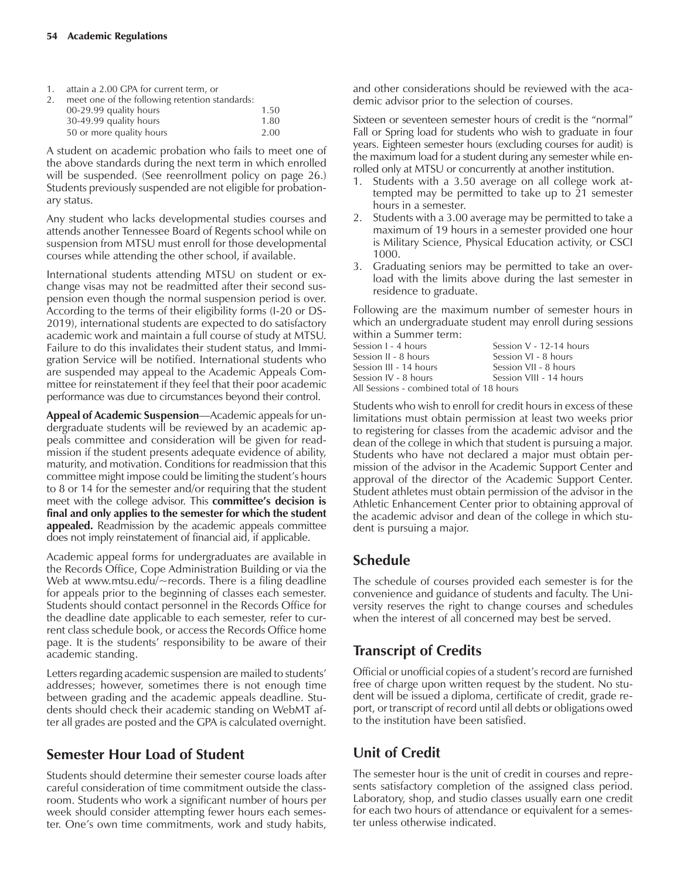1. attain a 2.00 GPA for current term, or
2. meet one of the following retention standards:

| | |
|---|---|
| 00-29.99 quality hours | 1.50 |
| 30-49.99 quality hours | 1.80 |
| 50 or more quality hours | 2.00 |

A student on academic probation who fails to meet one of the above standards during the next term in which enrolled will be suspended. (See reenrollment policy on page 26.) Students previously suspended are not eligible for probationary status.

Any student who lacks developmental studies courses and attends another Tennessee Board of Regents school while on suspension from MTSU must enroll for those developmental courses while attending the other school, if available.

International students attending MTSU on student or exchange visas may not be readmitted after their second suspension even though the normal suspension period is over. According to the terms of their eligibility forms (I-20 or DS-2019), international students are expected to do satisfactory academic work and maintain a full course of study at MTSU. Failure to do this invalidates their student status, and Immigration Service will be notified. International students who are suspended may appeal to the Academic Appeals Committee for reinstatement if they feel that their poor academic performance was due to circumstances beyond their control.

**Appeal of Academic Suspension**—Academic appeals for undergraduate students will be reviewed by an academic appeals committee and consideration will be given for readmission if the student presents adequate evidence of ability, maturity, and motivation. Conditions for readmission that this committee might impose could be limiting the student's hours to 8 or 14 for the semester and/or requiring that the student meet with the college advisor. This **committee's decision is final and only applies to the semester for which the student appealed.** Readmission by the academic appeals committee does not imply reinstatement of financial aid, if applicable.

Academic appeal forms for undergraduates are available in the Records Office, Cope Administration Building or via the Web at www.mtsu.edu/~records. There is a filing deadline for appeals prior to the beginning of classes each semester. Students should contact personnel in the Records Office for the deadline date applicable to each semester, refer to current class schedule book, or access the Records Office home page. It is the students' responsibility to be aware of their academic standing.

Letters regarding academic suspension are mailed to students' addresses; however, sometimes there is not enough time between grading and the academic appeals deadline. Students should check their academic standing on WebMT after all grades are posted and the GPA is calculated overnight.

## Semester Hour Load of Student

Students should determine their semester course loads after careful consideration of time commitment outside the classroom. Students who work a significant number of hours per week should consider attempting fewer hours each semester. One's own time commitments, work and study habits, and other considerations should be reviewed with the academic advisor prior to the selection of courses.

Sixteen or seventeen semester hours of credit is the "normal" Fall or Spring load for students who wish to graduate in four years. Eighteen semester hours (excluding courses for audit) is the maximum load for a student during any semester while enrolled only at MTSU or concurrently at another institution.

1. Students with a 3.50 average on all college work attempted may be permitted to take up to 21 semester hours in a semester.
2. Students with a 3.00 average may be permitted to take a maximum of 19 hours in a semester provided one hour is Military Science, Physical Education activity, or CSCI 1000.
3. Graduating seniors may be permitted to take an overload with the limits above during the last semester in residence to graduate.

Following are the maximum number of semester hours in which an undergraduate student may enroll during sessions within a Summer term:

| | |
|---|---|
| Session I - 4 hours | Session V - 12-14 hours |
| Session II - 8 hours | Session VI - 8 hours |
| Session III - 14 hours | Session VII - 8 hours |
| Session IV - 8 hours | Session VIII - 14 hours |

All Sessions - combined total of 18 hours

Students who wish to enroll for credit hours in excess of these limitations must obtain permission at least two weeks prior to registering for classes from the academic advisor and the dean of the college in which that student is pursuing a major. Students who have not declared a major must obtain permission of the advisor in the Academic Support Center and approval of the director of the Academic Support Center. Student athletes must obtain permission of the advisor in the Athletic Enhancement Center prior to obtaining approval of the academic advisor and dean of the college in which student is pursuing a major.

## Schedule

The schedule of courses provided each semester is for the convenience and guidance of students and faculty. The University reserves the right to change courses and schedules when the interest of all concerned may best be served.

## Transcript of Credits

Official or unofficial copies of a student's record are furnished free of charge upon written request by the student. No student will be issued a diploma, certificate of credit, grade report, or transcript of record until all debts or obligations owed to the institution have been satisfied.

## Unit of Credit

The semester hour is the unit of credit in courses and represents satisfactory completion of the assigned class period. Laboratory, shop, and studio classes usually earn one credit for each two hours of attendance or equivalent for a semester unless otherwise indicated.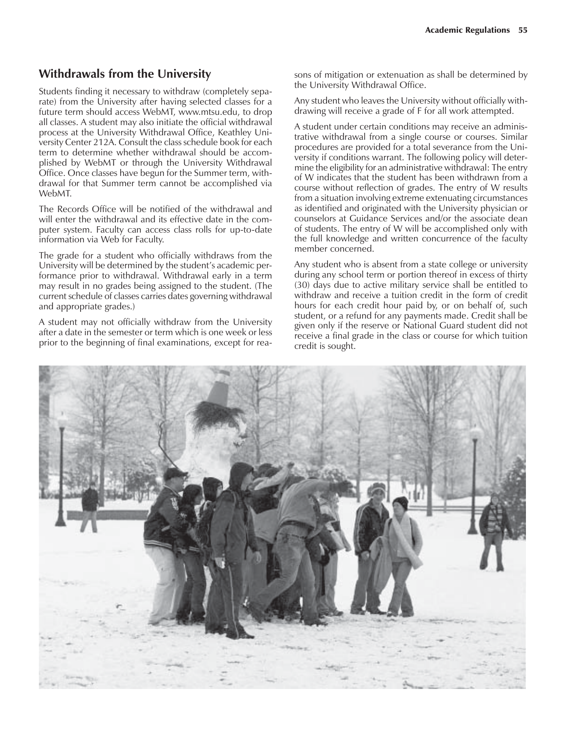## Withdrawals from the University

Students finding it necessary to withdraw (completely separate) from the University after having selected classes for a future term should access WebMT, www.mtsu.edu, to drop all classes. A student may also initiate the official withdrawal process at the University Withdrawal Office, Keathley University Center 212A. Consult the class schedule book for each term to determine whether withdrawal should be accomplished by WebMT or through the University Withdrawal Office. Once classes have begun for the Summer term, withdrawal for that Summer term cannot be accomplished via WebMT.

The Records Office will be notified of the withdrawal and will enter the withdrawal and its effective date in the computer system. Faculty can access class rolls for up-to-date information via Web for Faculty.

The grade for a student who officially withdraws from the University will be determined by the student's academic performance prior to withdrawal. Withdrawal early in a term may result in no grades being assigned to the student. (The current schedule of classes carries dates governing withdrawal and appropriate grades.)

A student may not officially withdraw from the University after a date in the semester or term which is one week or less prior to the beginning of final examinations, except for reasons of mitigation or extenuation as shall be determined by the University Withdrawal Office.

Any student who leaves the University without officially withdrawing will receive a grade of F for all work attempted.

A student under certain conditions may receive an administrative withdrawal from a single course or courses. Similar procedures are provided for a total severance from the University if conditions warrant. The following policy will determine the eligibility for an administrative withdrawal: The entry of W indicates that the student has been withdrawn from a course without reflection of grades. The entry of W results from a situation involving extreme extenuating circumstances as identified and originated with the University physician or counselors at Guidance Services and/or the associate dean of students. The entry of W will be accomplished only with the full knowledge and written concurrence of the faculty member concerned.

Any student who is absent from a state college or university during any school term or portion thereof in excess of thirty (30) days due to active military service shall be entitled to withdraw and receive a tuition credit in the form of credit hours for each credit hour paid by, or on behalf of, such student, or a refund for any payments made. Credit shall be given only if the reserve or National Guard student did not receive a final grade in the class or course for which tuition credit is sought.